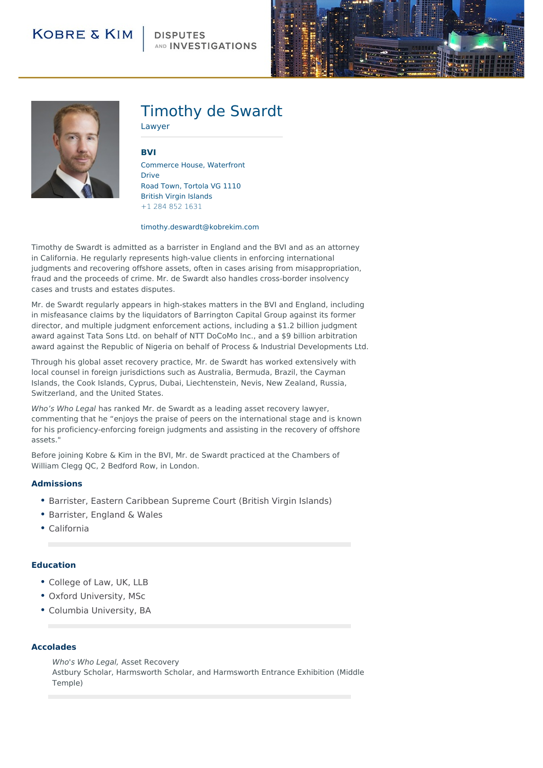KOBRE & KIM | DISPUTES AND INVESTIGATIONS

# Timothy de Swardt

Lawyer

**BVI**

Commerce House, Waterfront Drive
Road Town, Tortola VG 1110
British Virgin Islands
+1 284 852 1631

timothy.deswardt@kobrekim.com

Timothy de Swardt is admitted as a barrister in England and the BVI and as an attorney in California. He regularly represents high-value clients in enforcing international judgments and recovering offshore assets, often in cases arising from misappropriation, fraud and the proceeds of crime. Mr. de Swardt also handles cross-border insolvency cases and trusts and estates disputes.

Mr. de Swardt regularly appears in high-stakes matters in the BVI and England, including in misfeasance claims by the liquidators of Barrington Capital Group against its former director, and multiple judgment enforcement actions, including a $1.2 billion judgment award against Tata Sons Ltd. on behalf of NTT DoCoMo Inc., and a $9 billion arbitration award against the Republic of Nigeria on behalf of Process & Industrial Developments Ltd.

Through his global asset recovery practice, Mr. de Swardt has worked extensively with local counsel in foreign jurisdictions such as Australia, Bermuda, Brazil, the Cayman Islands, the Cook Islands, Cyprus, Dubai, Liechtenstein, Nevis, New Zealand, Russia, Switzerland, and the United States.

*Who's Who Legal* has ranked Mr. de Swardt as a leading asset recovery lawyer, commenting that he "enjoys the praise of peers on the international stage and is known for his proficiency-enforcing foreign judgments and assisting in the recovery of offshore assets."

Before joining Kobre & Kim in the BVI, Mr. de Swardt practiced at the Chambers of William Clegg QC, 2 Bedford Row, in London.

### Admissions

- Barrister, Eastern Caribbean Supreme Court (British Virgin Islands)
- Barrister, England & Wales
- California

### Education

- College of Law, UK, LLB
- Oxford University, MSc
- Columbia University, BA

### Accolades

*Who's Who Legal,* Asset Recovery
Astbury Scholar, Harmsworth Scholar, and Harmsworth Entrance Exhibition (Middle Temple)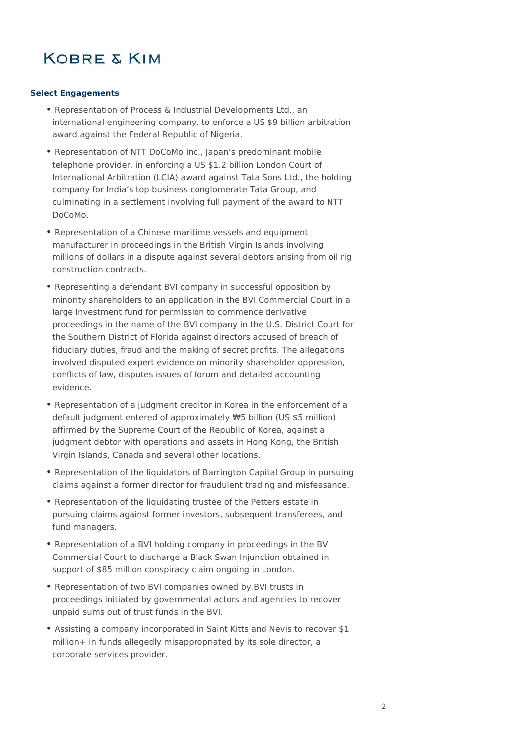## Select Engagements

- Representation of Process & Industrial Developments Ltd., an international engineering company, to enforce a US $9 billion arbitration award against the Federal Republic of Nigeria.
- Representation of NTT DoCoMo Inc., Japan's predominant mobile telephone provider, in enforcing a US $1.2 billion London Court of International Arbitration (LCIA) award against Tata Sons Ltd., the holding company for India's top business conglomerate Tata Group, and culminating in a settlement involving full payment of the award to NTT DoCoMo.
- Representation of a Chinese maritime vessels and equipment manufacturer in proceedings in the British Virgin Islands involving millions of dollars in a dispute against several debtors arising from oil rig construction contracts.
- Representing a defendant BVI company in successful opposition by minority shareholders to an application in the BVI Commercial Court in a large investment fund for permission to commence derivative proceedings in the name of the BVI company in the U.S. District Court for the Southern District of Florida against directors accused of breach of fiduciary duties, fraud and the making of secret profits. The allegations involved disputed expert evidence on minority shareholder oppression, conflicts of law, disputes issues of forum and detailed accounting evidence.
- Representation of a judgment creditor in Korea in the enforcement of a default judgment entered of approximately ₩5 billion (US $5 million) affirmed by the Supreme Court of the Republic of Korea, against a judgment debtor with operations and assets in Hong Kong, the British Virgin Islands, Canada and several other locations.
- Representation of the liquidators of Barrington Capital Group in pursuing claims against a former director for fraudulent trading and misfeasance.
- Representation of the liquidating trustee of the Petters estate in pursuing claims against former investors, subsequent transferees, and fund managers.
- Representation of a BVI holding company in proceedings in the BVI Commercial Court to discharge a Black Swan Injunction obtained in support of $85 million conspiracy claim ongoing in London.
- Representation of two BVI companies owned by BVI trusts in proceedings initiated by governmental actors and agencies to recover unpaid sums out of trust funds in the BVI.
- Assisting a company incorporated in Saint Kitts and Nevis to recover $1 million+ in funds allegedly misappropriated by its sole director, a corporate services provider.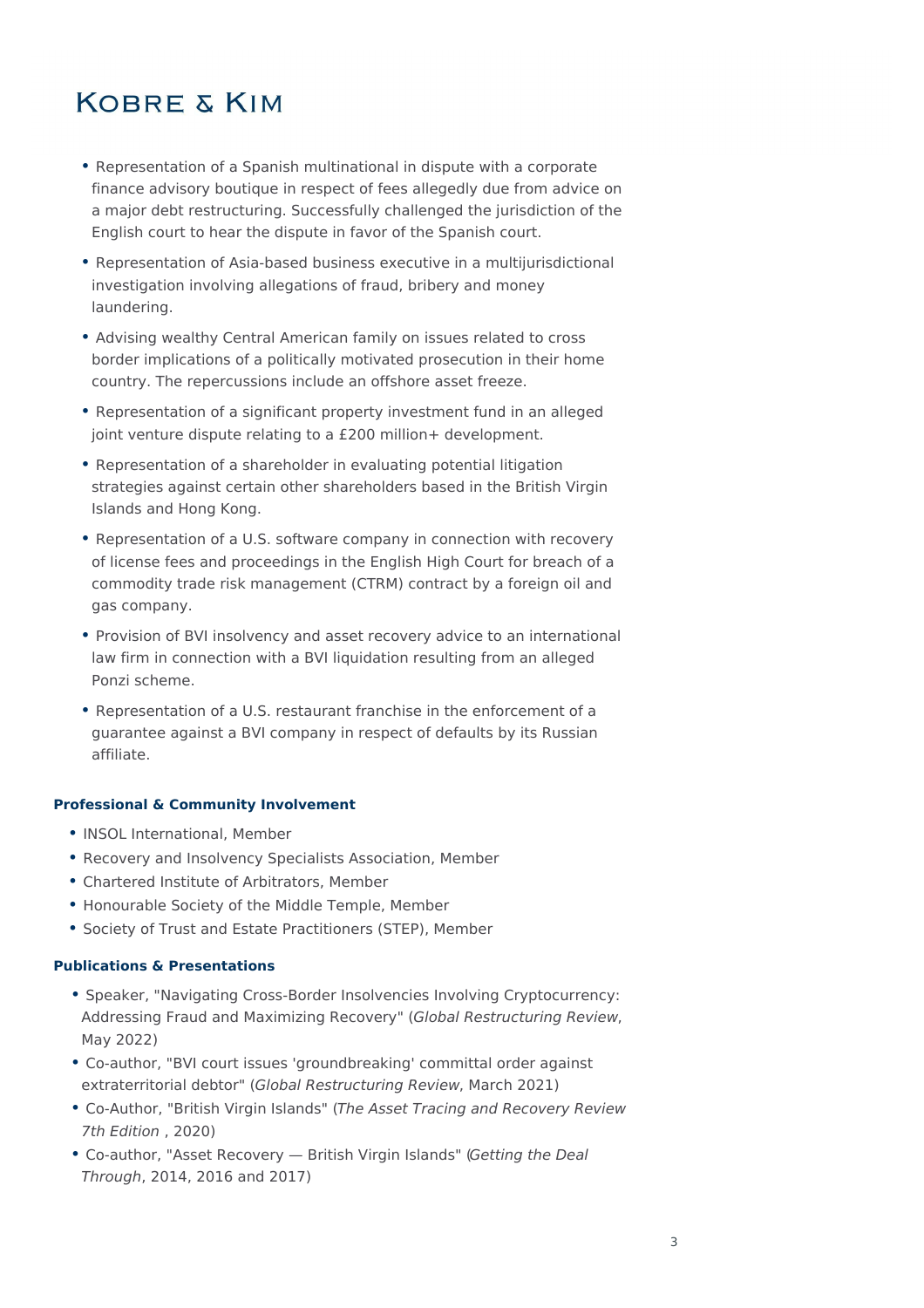- Representation of a Spanish multinational in dispute with a corporate finance advisory boutique in respect of fees allegedly due from advice on a major debt restructuring. Successfully challenged the jurisdiction of the English court to hear the dispute in favor of the Spanish court.
- Representation of Asia-based business executive in a multijurisdictional investigation involving allegations of fraud, bribery and money laundering.
- Advising wealthy Central American family on issues related to cross border implications of a politically motivated prosecution in their home country. The repercussions include an offshore asset freeze.
- Representation of a significant property investment fund in an alleged joint venture dispute relating to a £200 million+ development.
- Representation of a shareholder in evaluating potential litigation strategies against certain other shareholders based in the British Virgin Islands and Hong Kong.
- Representation of a U.S. software company in connection with recovery of license fees and proceedings in the English High Court for breach of a commodity trade risk management (CTRM) contract by a foreign oil and gas company.
- Provision of BVI insolvency and asset recovery advice to an international law firm in connection with a BVI liquidation resulting from an alleged Ponzi scheme.
- Representation of a U.S. restaurant franchise in the enforcement of a guarantee against a BVI company in respect of defaults by its Russian affiliate.

### Professional & Community Involvement

- INSOL International, Member
- Recovery and Insolvency Specialists Association, Member
- Chartered Institute of Arbitrators, Member
- Honourable Society of the Middle Temple, Member
- Society of Trust and Estate Practitioners (STEP), Member

### Publications & Presentations

- Speaker, "Navigating Cross-Border Insolvencies Involving Cryptocurrency: Addressing Fraud and Maximizing Recovery" (*Global Restructuring Review*, May 2022)
- Co-author, "BVI court issues 'groundbreaking' committal order against extraterritorial debtor" (*Global Restructuring Review*, March 2021)
- Co-Author, "British Virgin Islands" (*The Asset Tracing and Recovery Review 7th Edition* , 2020)
- Co-author, "Asset Recovery — British Virgin Islands" (*Getting the Deal Through*, 2014, 2016 and 2017)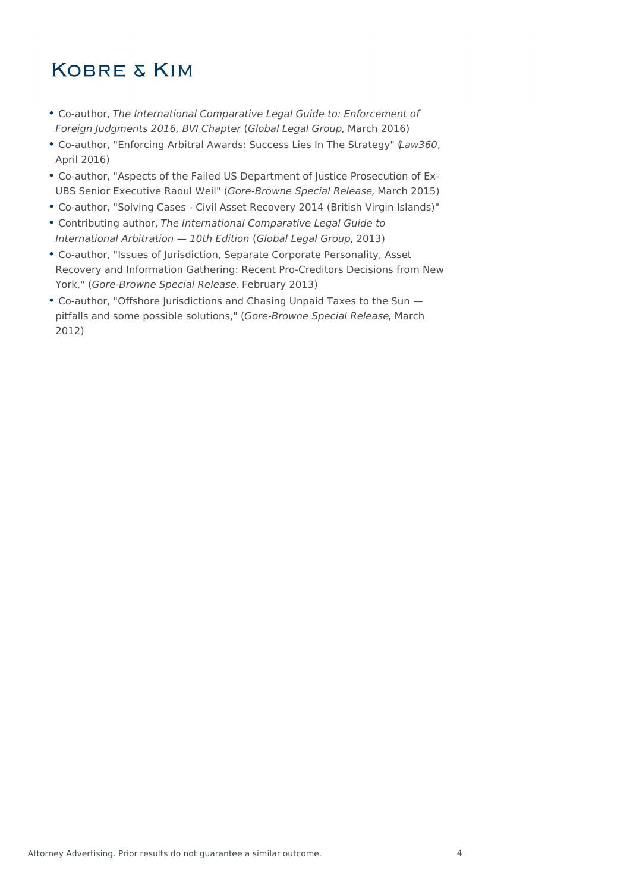- Co-author, *The International Comparative Legal Guide to: Enforcement of Foreign Judgments 2016, BVI Chapter* (*Global Legal Group*, March 2016)
- Co-author, "Enforcing Arbitral Awards: Success Lies In The Strategy" (*Law360*, April 2016)
- Co-author, "Aspects of the Failed US Department of Justice Prosecution of Ex-UBS Senior Executive Raoul Weil" (*Gore-Browne Special Release*, March 2015)
- Co-author, "Solving Cases - Civil Asset Recovery 2014 (British Virgin Islands)"
- Contributing author, *The International Comparative Legal Guide to International Arbitration — 10th Edition* (*Global Legal Group*, 2013)
- Co-author, "Issues of Jurisdiction, Separate Corporate Personality, Asset Recovery and Information Gathering: Recent Pro-Creditors Decisions from New York," (*Gore-Browne Special Release*, February 2013)
- Co-author, "Offshore Jurisdictions and Chasing Unpaid Taxes to the Sun — pitfalls and some possible solutions," (*Gore-Browne Special Release*, March 2012)

Attorney Advertising. Prior results do not guarantee a similar outcome.